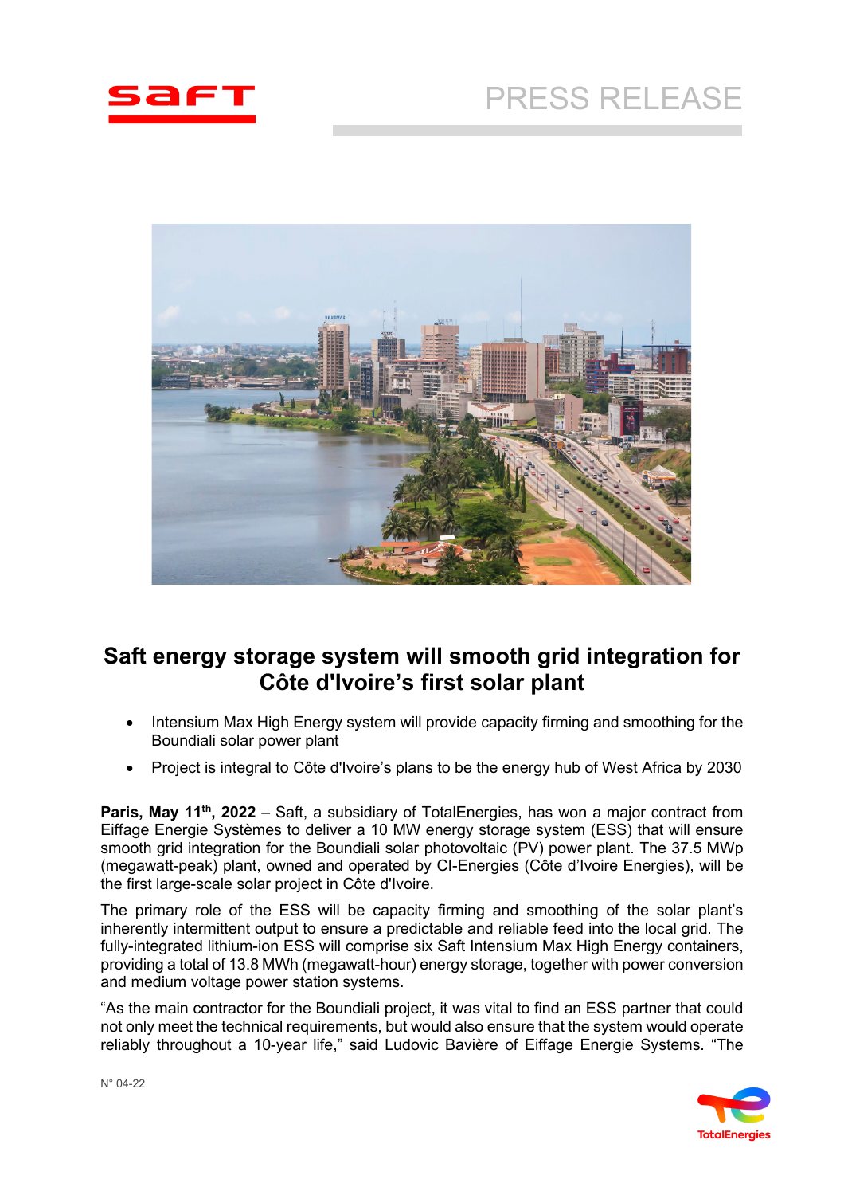PRESS RELEASE

# Saft energy storage system will smooth grid integration for Côte d'Ivoire's first solar plant

- Intensium Max High Energy system will provide capacity firming and smoothing for the Boundiali solar power plant
- Project is integral to Côte d'Ivoire's plans to be the energy hub of West Africa by 2030

**Paris, May 11th, 2022** – Saft, a subsidiary of TotalEnergies, has won a major contract from Eiffage Energie Systèmes to deliver a 10 MW energy storage system (ESS) that will ensure smooth grid integration for the Boundiali solar photovoltaic (PV) power plant. The 37.5 MWp (megawatt-peak) plant, owned and operated by CI-Energies (Côte d'Ivoire Energies), will be the first large-scale solar project in Côte d'Ivoire.

The primary role of the ESS will be capacity firming and smoothing of the solar plant's inherently intermittent output to ensure a predictable and reliable feed into the local grid. The fully-integrated lithium-ion ESS will comprise six Saft Intensium Max High Energy containers, providing a total of 13.8 MWh (megawatt-hour) energy storage, together with power conversion and medium voltage power station systems.

"As the main contractor for the Boundiali project, it was vital to find an ESS partner that could not only meet the technical requirements, but would also ensure that the system would operate reliably throughout a 10-year life," said Ludovic Bavière of Eiffage Energie Systems. "The

N° 04-22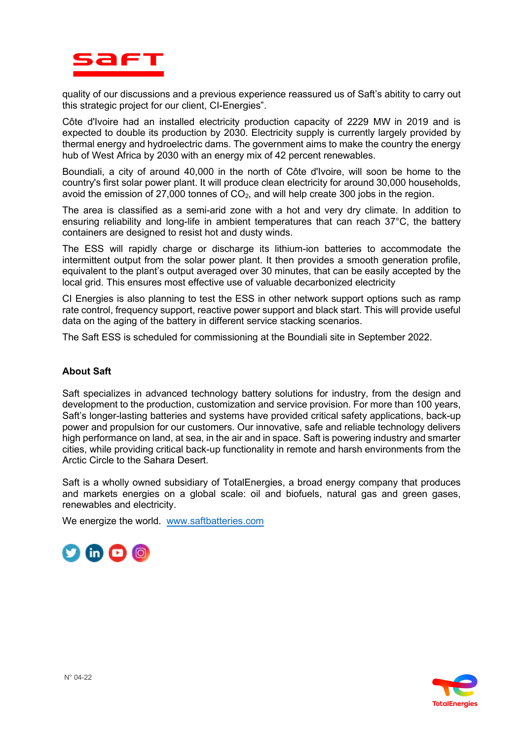quality of our discussions and a previous experience reassured us of Saft's abitity to carry out this strategic project for our client, CI-Energies".

Côte d'Ivoire had an installed electricity production capacity of 2229 MW in 2019 and is expected to double its production by 2030. Electricity supply is currently largely provided by thermal energy and hydroelectric dams. The government aims to make the country the energy hub of West Africa by 2030 with an energy mix of 42 percent renewables.

Boundiali, a city of around 40,000 in the north of Côte d'Ivoire, will soon be home to the country's first solar power plant. It will produce clean electricity for around 30,000 households, avoid the emission of 27,000 tonnes of $CO_2$, and will help create 300 jobs in the region.

The area is classified as a semi-arid zone with a hot and very dry climate. In addition to ensuring reliability and long-life in ambient temperatures that can reach 37°C, the battery containers are designed to resist hot and dusty winds.

The ESS will rapidly charge or discharge its lithium-ion batteries to accommodate the intermittent output from the solar power plant. It then provides a smooth generation profile, equivalent to the plant's output averaged over 30 minutes, that can be easily accepted by the local grid. This ensures most effective use of valuable decarbonized electricity

CI Energies is also planning to test the ESS in other network support options such as ramp rate control, frequency support, reactive power support and black start. This will provide useful data on the aging of the battery in different service stacking scenarios.

The Saft ESS is scheduled for commissioning at the Boundiali site in September 2022.

**About Saft**

Saft specializes in advanced technology battery solutions for industry, from the design and development to the production, customization and service provision. For more than 100 years, Saft's longer-lasting batteries and systems have provided critical safety applications, back-up power and propulsion for our customers. Our innovative, safe and reliable technology delivers high performance on land, at sea, in the air and in space. Saft is powering industry and smarter cities, while providing critical back-up functionality in remote and harsh environments from the Arctic Circle to the Sahara Desert.

Saft is a wholly owned subsidiary of TotalEnergies, a broad energy company that produces and markets energies on a global scale: oil and biofuels, natural gas and green gases, renewables and electricity.

We energize the world. [www.saftbatteries.com](http://www.saftbatteries.com)

N° 04-22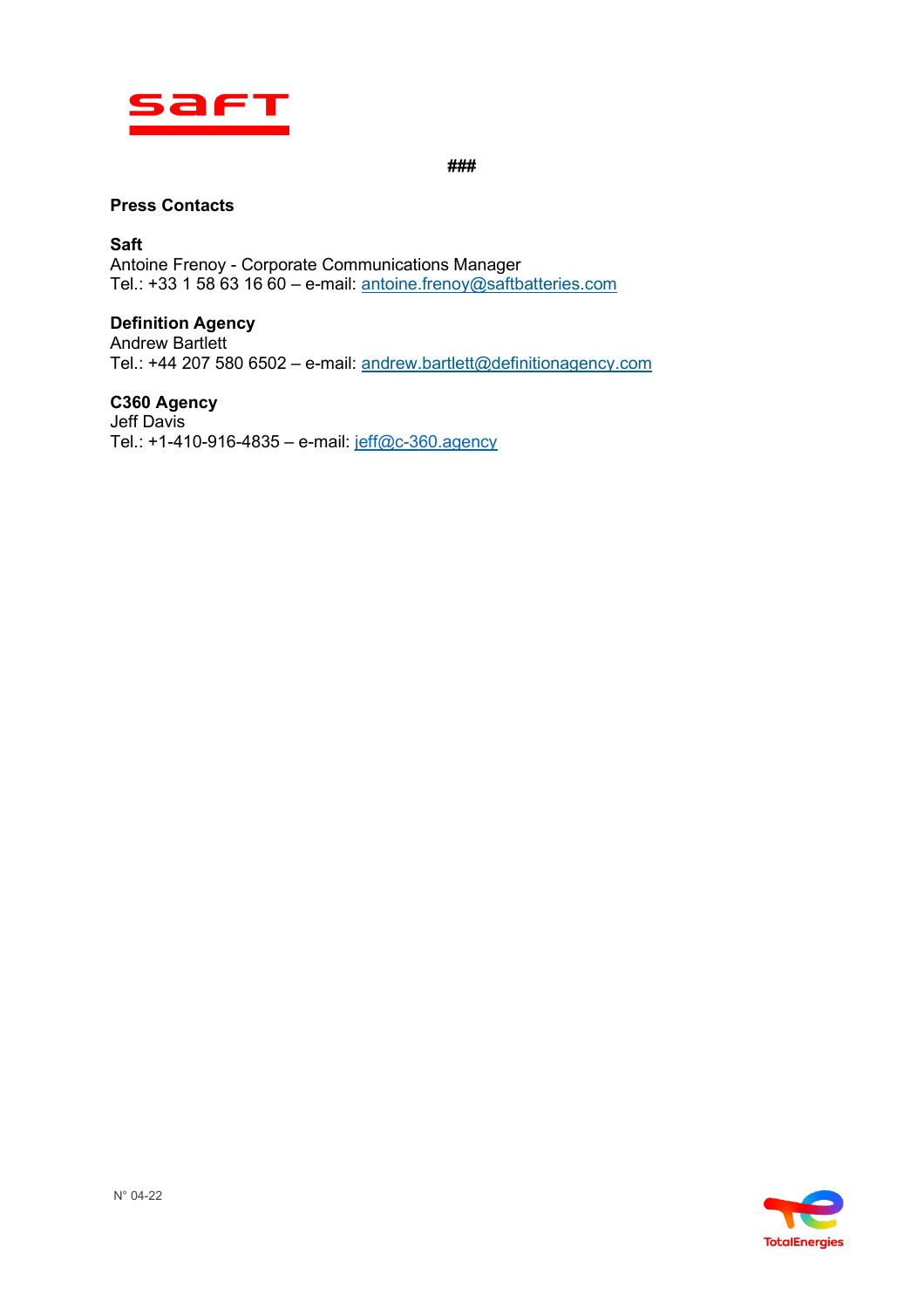###

**Press Contacts**

**Saft**
Antoine Frenoy - Corporate Communications Manager
Tel.: +33 1 58 63 16 60 – e-mail: antoine.frenoy@saftbatteries.com

**Definition Agency**
Andrew Bartlett
Tel.: +44 207 580 6502 – e-mail: andrew.bartlett@definitionagency.com

**C360 Agency**
Jeff Davis
Tel.: +1-410-916-4835 – e-mail: jeff@c-360.agency

N° 04-22